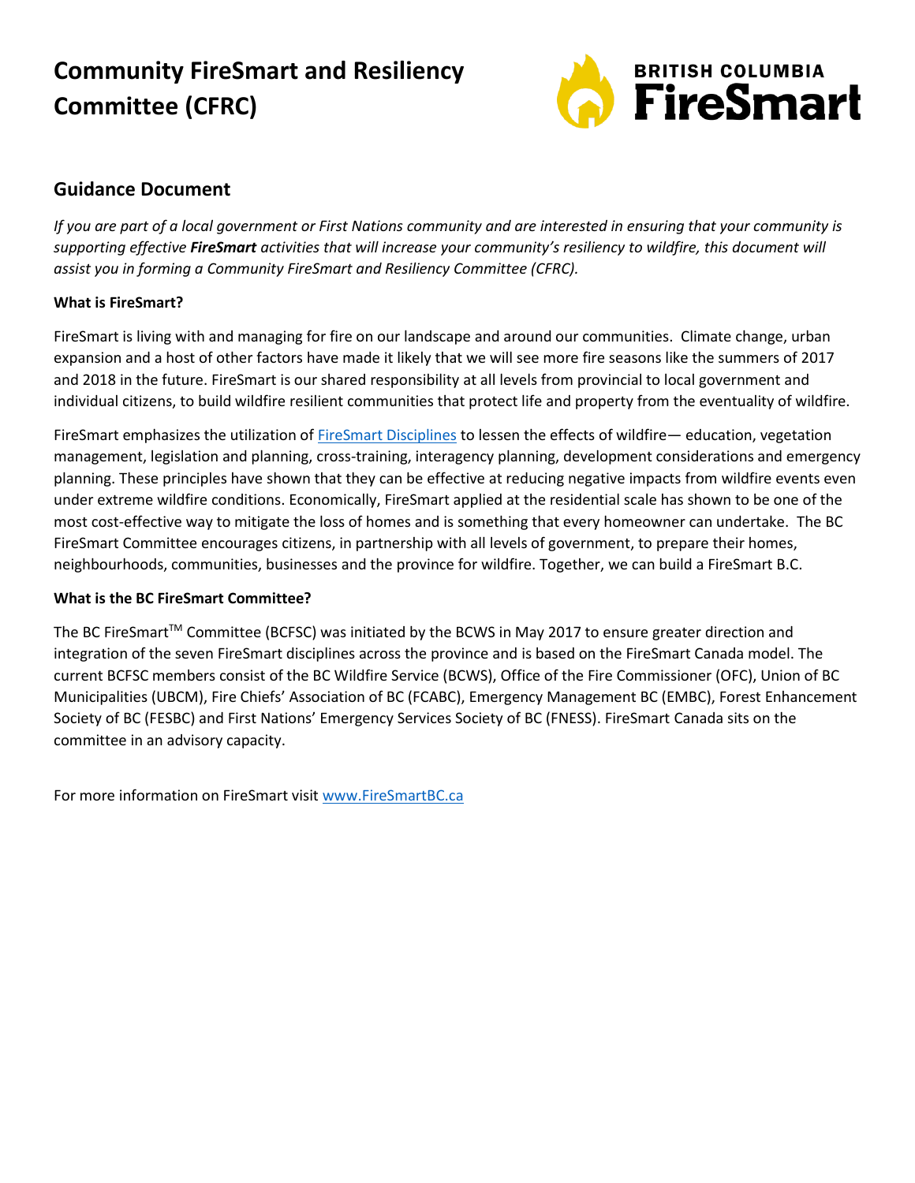# Community FireSmart and Resiliency Committee (CFRC)

## Guidance Document

*If you are part of a local government or First Nations community and are interested in ensuring that your community is supporting effective **FireSmart** activities that will increase your community's resiliency to wildfire, this document will assist you in forming a Community FireSmart and Resiliency Committee (CFRC).*

**What is FireSmart?**

FireSmart is living with and managing for fire on our landscape and around our communities. Climate change, urban expansion and a host of other factors have made it likely that we will see more fire seasons like the summers of 2017 and 2018 in the future. FireSmart is our shared responsibility at all levels from provincial to local government and individual citizens, to build wildfire resilient communities that protect life and property from the eventuality of wildfire.

FireSmart emphasizes the utilization of [FireSmart Disciplines] to lessen the effects of wildfire— education, vegetation management, legislation and planning, cross-training, interagency planning, development considerations and emergency planning. These principles have shown that they can be effective at reducing negative impacts from wildfire events even under extreme wildfire conditions. Economically, FireSmart applied at the residential scale has shown to be one of the most cost-effective way to mitigate the loss of homes and is something that every homeowner can undertake. The BC FireSmart Committee encourages citizens, in partnership with all levels of government, to prepare their homes, neighbourhoods, communities, businesses and the province for wildfire. Together, we can build a FireSmart B.C.

**What is the BC FireSmart Committee?**

The BC FireSmart™ Committee (BCFSC) was initiated by the BCWS in May 2017 to ensure greater direction and integration of the seven FireSmart disciplines across the province and is based on the FireSmart Canada model. The current BCFSC members consist of the BC Wildfire Service (BCWS), Office of the Fire Commissioner (OFC), Union of BC Municipalities (UBCM), Fire Chiefs' Association of BC (FCABC), Emergency Management BC (EMBC), Forest Enhancement Society of BC (FESBC) and First Nations' Emergency Services Society of BC (FNESS). FireSmart Canada sits on the committee in an advisory capacity.

For more information on FireSmart visit www.FireSmartBC.ca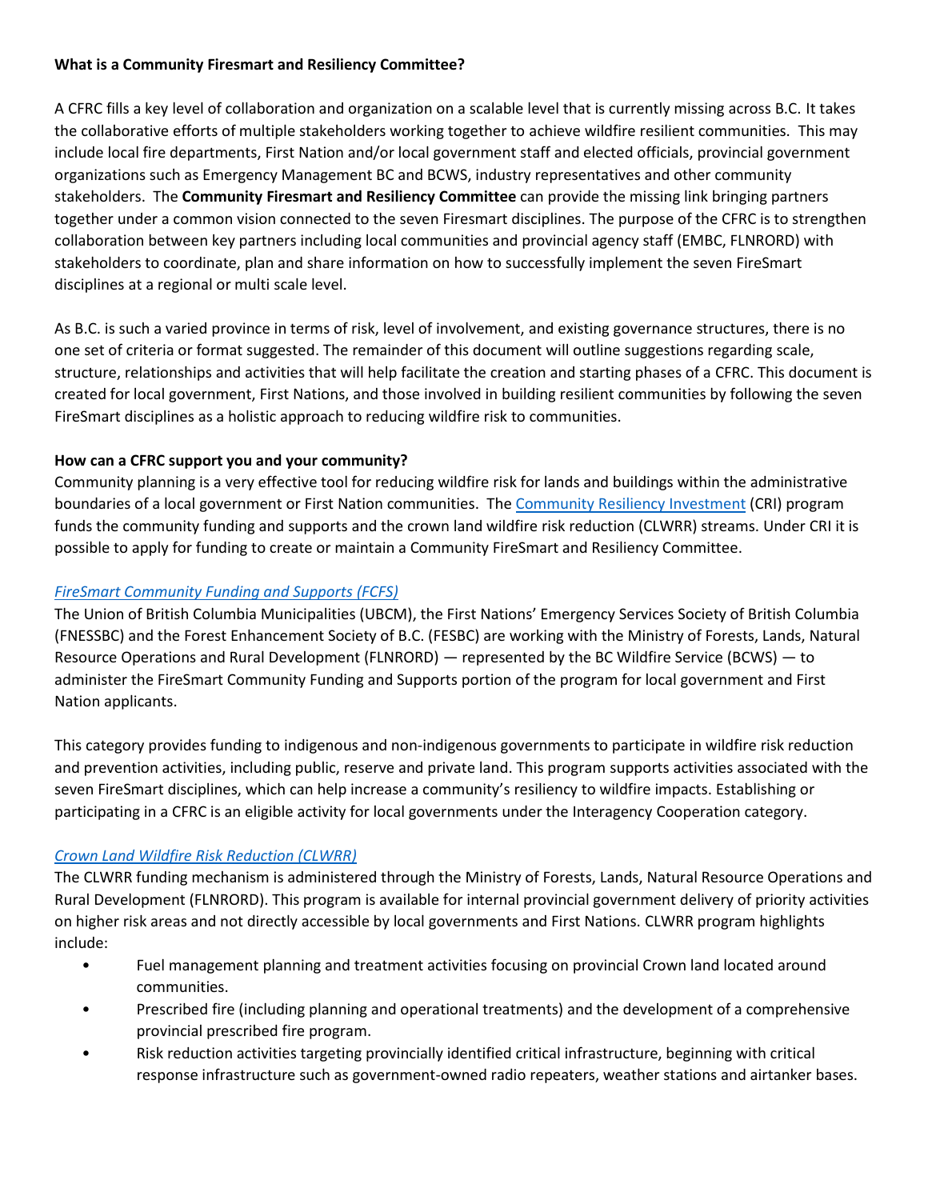**What is a Community Firesmart and Resiliency Committee?**

A CFRC fills a key level of collaboration and organization on a scalable level that is currently missing across B.C. It takes the collaborative efforts of multiple stakeholders working together to achieve wildfire resilient communities. This may include local fire departments, First Nation and/or local government staff and elected officials, provincial government organizations such as Emergency Management BC and BCWS, industry representatives and other community stakeholders. The **Community Firesmart and Resiliency Committee** can provide the missing link bringing partners together under a common vision connected to the seven Firesmart disciplines. The purpose of the CFRC is to strengthen collaboration between key partners including local communities and provincial agency staff (EMBC, FLNRORD) with stakeholders to coordinate, plan and share information on how to successfully implement the seven FireSmart disciplines at a regional or multi scale level.

As B.C. is such a varied province in terms of risk, level of involvement, and existing governance structures, there is no one set of criteria or format suggested. The remainder of this document will outline suggestions regarding scale, structure, relationships and activities that will help facilitate the creation and starting phases of a CFRC. This document is created for local government, First Nations, and those involved in building resilient communities by following the seven FireSmart disciplines as a holistic approach to reducing wildfire risk to communities.

**How can a CFRC support you and your community?**

Community planning is a very effective tool for reducing wildfire risk for lands and buildings within the administrative boundaries of a local government or First Nation communities. The Community Resiliency Investment (CRI) program funds the community funding and supports and the crown land wildfire risk reduction (CLWRR) streams. Under CRI it is possible to apply for funding to create or maintain a Community FireSmart and Resiliency Committee.

*FireSmart Community Funding and Supports (FCFS)*

The Union of British Columbia Municipalities (UBCM), the First Nations' Emergency Services Society of British Columbia (FNESSBC) and the Forest Enhancement Society of B.C. (FESBC) are working with the Ministry of Forests, Lands, Natural Resource Operations and Rural Development (FLNRORD) — represented by the BC Wildfire Service (BCWS) — to administer the FireSmart Community Funding and Supports portion of the program for local government and First Nation applicants.

This category provides funding to indigenous and non-indigenous governments to participate in wildfire risk reduction and prevention activities, including public, reserve and private land. This program supports activities associated with the seven FireSmart disciplines, which can help increase a community's resiliency to wildfire impacts. Establishing or participating in a CFRC is an eligible activity for local governments under the Interagency Cooperation category.

*Crown Land Wildfire Risk Reduction (CLWRR)*

The CLWRR funding mechanism is administered through the Ministry of Forests, Lands, Natural Resource Operations and Rural Development (FLNRORD). This program is available for internal provincial government delivery of priority activities on higher risk areas and not directly accessible by local governments and First Nations. CLWRR program highlights include:

- Fuel management planning and treatment activities focusing on provincial Crown land located around communities.
- Prescribed fire (including planning and operational treatments) and the development of a comprehensive provincial prescribed fire program.
- Risk reduction activities targeting provincially identified critical infrastructure, beginning with critical response infrastructure such as government-owned radio repeaters, weather stations and airtanker bases.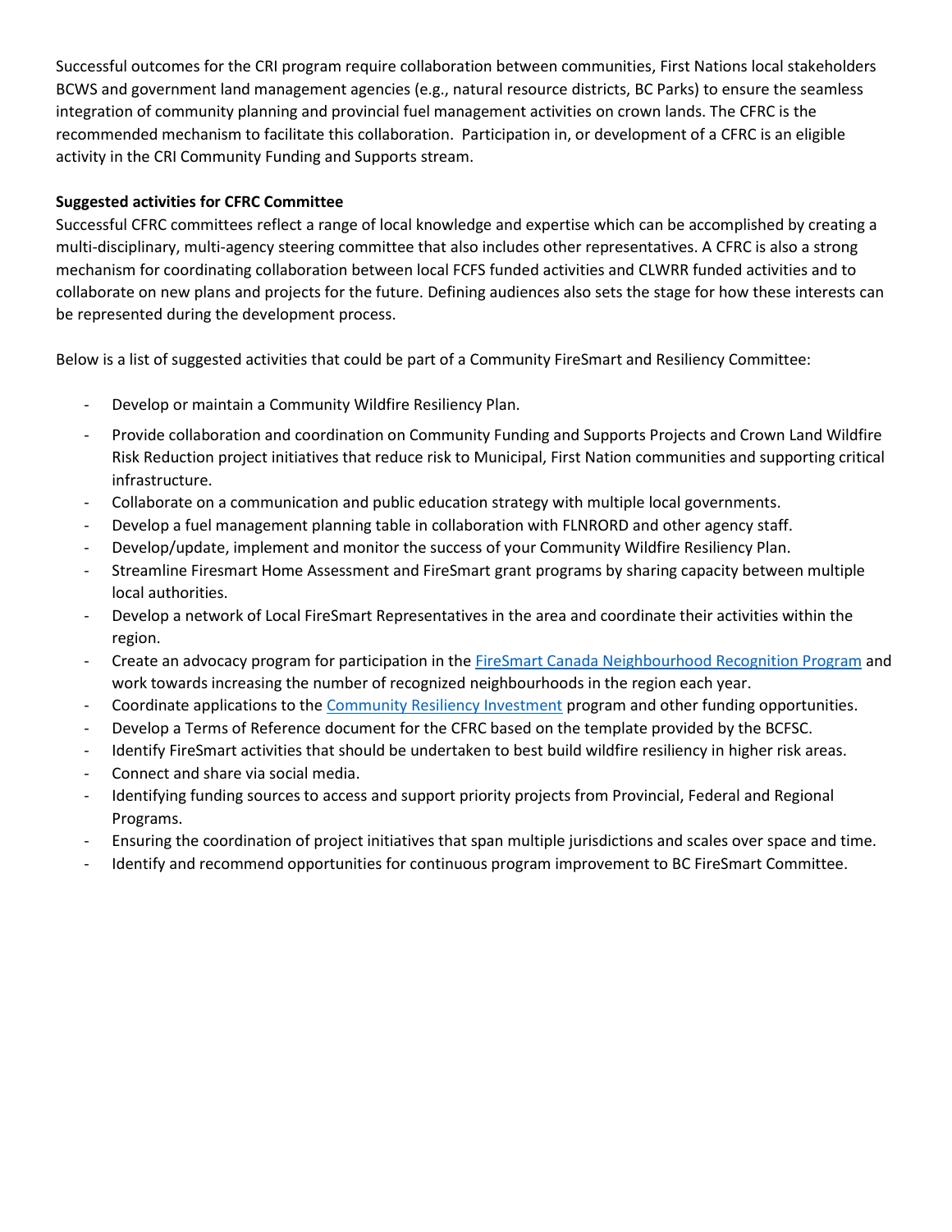Successful outcomes for the CRI program require collaboration between communities, First Nations local stakeholders BCWS and government land management agencies (e.g., natural resource districts, BC Parks) to ensure the seamless integration of community planning and provincial fuel management activities on crown lands. The CFRC is the recommended mechanism to facilitate this collaboration. Participation in, or development of a CFRC is an eligible activity in the CRI Community Funding and Supports stream.

**Suggested activities for CFRC Committee**

Successful CFRC committees reflect a range of local knowledge and expertise which can be accomplished by creating a multi-disciplinary, multi-agency steering committee that also includes other representatives. A CFRC is also a strong mechanism for coordinating collaboration between local FCFS funded activities and CLWRR funded activities and to collaborate on new plans and projects for the future. Defining audiences also sets the stage for how these interests can be represented during the development process.

Below is a list of suggested activities that could be part of a Community FireSmart and Resiliency Committee:

- Develop or maintain a Community Wildfire Resiliency Plan.
- Provide collaboration and coordination on Community Funding and Supports Projects and Crown Land Wildfire Risk Reduction project initiatives that reduce risk to Municipal, First Nation communities and supporting critical infrastructure.
- Collaborate on a communication and public education strategy with multiple local governments.
- Develop a fuel management planning table in collaboration with FLNRORD and other agency staff.
- Develop/update, implement and monitor the success of your Community Wildfire Resiliency Plan.
- Streamline Firesmart Home Assessment and FireSmart grant programs by sharing capacity between multiple local authorities.
- Develop a network of Local FireSmart Representatives in the area and coordinate their activities within the region.
- Create an advocacy program for participation in the FireSmart Canada Neighbourhood Recognition Program and work towards increasing the number of recognized neighbourhoods in the region each year.
- Coordinate applications to the Community Resiliency Investment program and other funding opportunities.
- Develop a Terms of Reference document for the CFRC based on the template provided by the BCFSC.
- Identify FireSmart activities that should be undertaken to best build wildfire resiliency in higher risk areas.
- Connect and share via social media.
- Identifying funding sources to access and support priority projects from Provincial, Federal and Regional Programs.
- Ensuring the coordination of project initiatives that span multiple jurisdictions and scales over space and time.
- Identify and recommend opportunities for continuous program improvement to BC FireSmart Committee.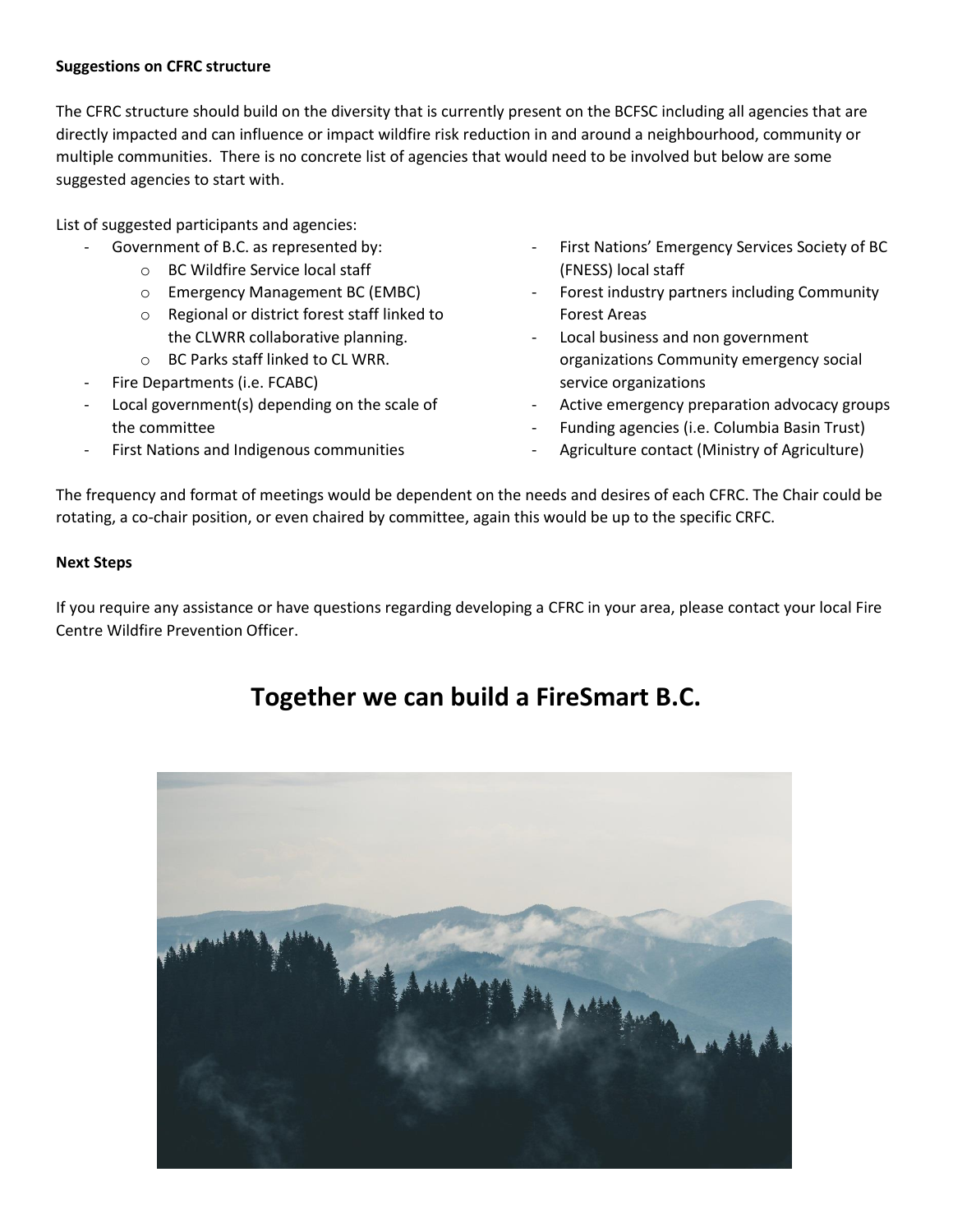**Suggestions on CFRC structure**

The CFRC structure should build on the diversity that is currently present on the BCFSC including all agencies that are directly impacted and can influence or impact wildfire risk reduction in and around a neighbourhood, community or multiple communities. There is no concrete list of agencies that would need to be involved but below are some suggested agencies to start with.

List of suggested participants and agencies:

- Government of B.C. as represented by:
  - BC Wildfire Service local staff
  - Emergency Management BC (EMBC)
  - Regional or district forest staff linked to the CLWRR collaborative planning.
  - BC Parks staff linked to CL WRR.
- Fire Departments (i.e. FCABC)
- Local government(s) depending on the scale of the committee
- First Nations and Indigenous communities
- First Nations' Emergency Services Society of BC (FNESS) local staff
- Forest industry partners including Community Forest Areas
- Local business and non government organizations Community emergency social service organizations
- Active emergency preparation advocacy groups
- Funding agencies (i.e. Columbia Basin Trust)
- Agriculture contact (Ministry of Agriculture)

The frequency and format of meetings would be dependent on the needs and desires of each CFRC. The Chair could be rotating, a co-chair position, or even chaired by committee, again this would be up to the specific CRFC.

**Next Steps**

If you require any assistance or have questions regarding developing a CFRC in your area, please contact your local Fire Centre Wildfire Prevention Officer.

# Together we can build a FireSmart B.C.